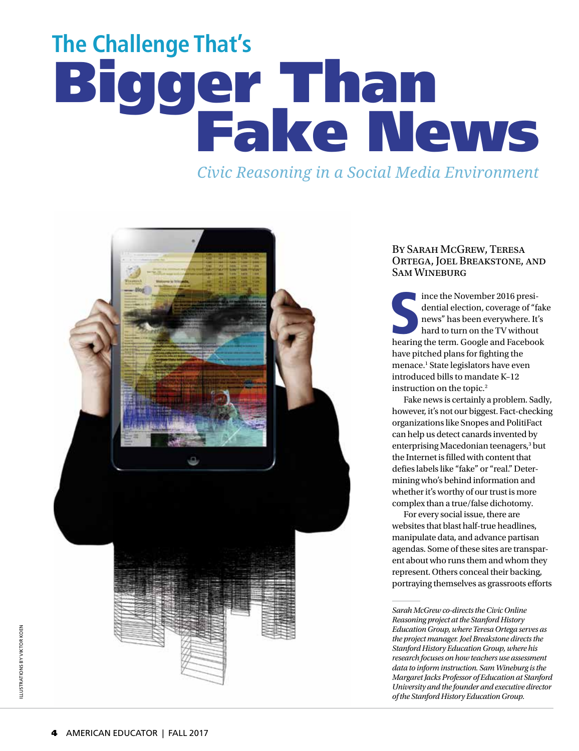# The Challenge That's Bigger Than Fake News

## *Civic Reasoning in a Social Media Environment*

ILLUSTRATIONS BY VIKTOR KOEN

By Sarah McGrew, Teresa Ortega, Joel Breakstone, and Sam Wineburg

Since the November 2016 presidential election, coverage of "fake news" has been everywhere. It's hard to turn on the TV without hearing the term. Google and Facebook have pitched plans for fighting the menace.[1] State legislators have even introduced bills to mandate K–12 instruction on the topic.[2]

Fake news is certainly a problem. Sadly, however, it's not our biggest. Fact-checking organizations like Snopes and PolitiFact can help us detect canards invented by enterprising Macedonian teenagers,[3] but the Internet is filled with content that defies labels like "fake" or "real." Determining who's behind information and whether it's worthy of our trust is more complex than a true/false dichotomy.

For every social issue, there are websites that blast half-true headlines, manipulate data, and advance partisan agendas. Some of these sites are transparent about who runs them and whom they represent. Others conceal their backing, portraying themselves as grassroots efforts

---

*Sarah McGrew co-directs the Civic Online Reasoning project at the Stanford History Education Group, where Teresa Ortega serves as the project manager. Joel Breakstone directs the Stanford History Education Group, where his research focuses on how teachers use assessment data to inform instruction. Sam Wineburg is the Margaret Jacks Professor of Education at Stanford University and the founder and executive director of the Stanford History Education Group.*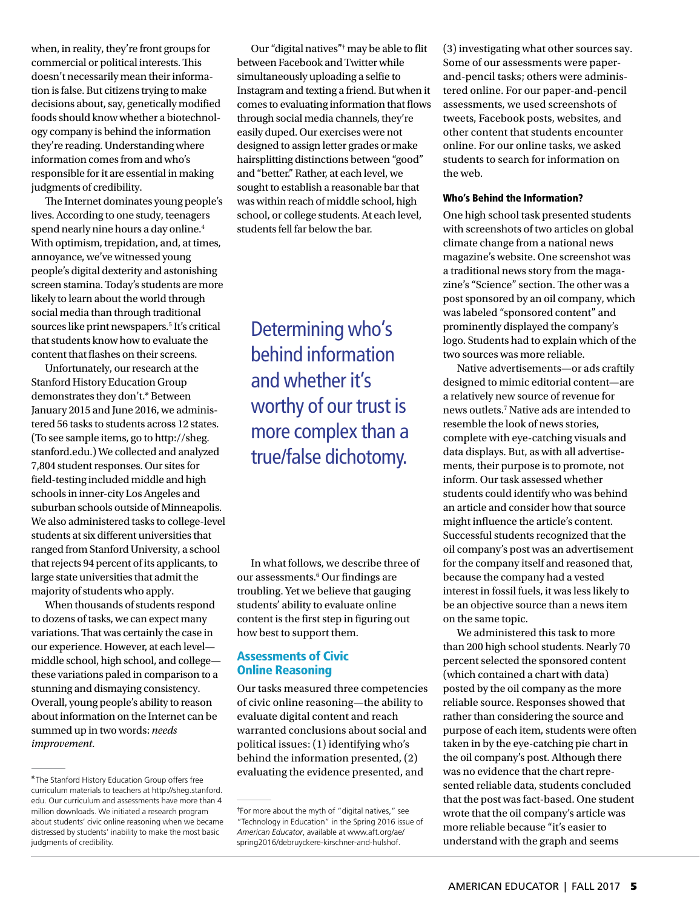when, in reality, they're front groups for commercial or political interests. This doesn't necessarily mean their information is false. But citizens trying to make decisions about, say, genetically modified foods should know whether a biotechnology company is behind the information they're reading. Understanding where information comes from and who's responsible for it are essential in making judgments of credibility.

The Internet dominates young people's lives. According to one study, teenagers spend nearly nine hours a day online.[4] With optimism, trepidation, and, at times, annoyance, we've witnessed young people's digital dexterity and astonishing screen stamina. Today's students are more likely to learn about the world through social media than through traditional sources like print newspapers.[5] It's critical that students know how to evaluate the content that flashes on their screens.

Unfortunately, our research at the Stanford History Education Group demonstrates they don't.* Between January 2015 and June 2016, we administered 56 tasks to students across 12 states. (To see sample items, go to http://sheg.stanford.edu.) We collected and analyzed 7,804 student responses. Our sites for field-testing included middle and high schools in inner-city Los Angeles and suburban schools outside of Minneapolis. We also administered tasks to college-level students at six different universities that ranged from Stanford University, a school that rejects 94 percent of its applicants, to large state universities that admit the majority of students who apply.

When thousands of students respond to dozens of tasks, we can expect many variations. That was certainly the case in our experience. However, at each level—middle school, high school, and college—these variations paled in comparison to a stunning and dismaying consistency. Overall, young people's ability to reason about information on the Internet can be summed up in two words: *needs improvement*.

*The Stanford History Education Group offers free curriculum materials to teachers at http://sheg.stanford.edu. Our curriculum and assessments have more than 4 million downloads. We initiated a research program about students' civic online reasoning when we became distressed by students' inability to make the most basic judgments of credibility.

Our "digital natives"† may be able to flit between Facebook and Twitter while simultaneously uploading a selfie to Instagram and texting a friend. But when it comes to evaluating information that flows through social media channels, they're easily duped. Our exercises were not designed to assign letter grades or make hairsplitting distinctions between "good" and "better." Rather, at each level, we sought to establish a reasonable bar that was within reach of middle school, high school, or college students. At each level, students fell far below the bar.

> Determining who's behind information and whether it's worthy of our trust is more complex than a true/false dichotomy.

In what follows, we describe three of our assessments.[6] Our findings are troubling. Yet we believe that gauging students' ability to evaluate online content is the first step in figuring out how best to support them.

†For more about the myth of "digital natives," see "Technology in Education" in the Spring 2016 issue of *American Educator*, available at www.aft.org/ae/spring2016/debruyckere-kirschner-and-hulshof.

## Assessments of Civic Online Reasoning

Our tasks measured three competencies of civic online reasoning—the ability to evaluate digital content and reach warranted conclusions about social and political issues: (1) identifying who's behind the information presented, (2) evaluating the evidence presented, and (3) investigating what other sources say. Some of our assessments were paper-and-pencil tasks; others were administered online. For our paper-and-pencil assessments, we used screenshots of tweets, Facebook posts, websites, and other content that students encounter online. For our online tasks, we asked students to search for information on the web.

### Who's Behind the Information?

One high school task presented students with screenshots of two articles on global climate change from a national news magazine's website. One screenshot was a traditional news story from the magazine's "Science" section. The other was a post sponsored by an oil company, which was labeled "sponsored content" and prominently displayed the company's logo. Students had to explain which of the two sources was more reliable.

Native advertisements—or ads craftily designed to mimic editorial content—are a relatively new source of revenue for news outlets.[7] Native ads are intended to resemble the look of news stories, complete with eye-catching visuals and data displays. But, as with all advertisements, their purpose is to promote, not inform. Our task assessed whether students could identify who was behind an article and consider how that source might influence the article's content. Successful students recognized that the oil company's post was an advertisement for the company itself and reasoned that, because the company had a vested interest in fossil fuels, it was less likely to be an objective source than a news item on the same topic.

We administered this task to more than 200 high school students. Nearly 70 percent selected the sponsored content (which contained a chart with data) posted by the oil company as the more reliable source. Responses showed that rather than considering the source and purpose of each item, students were often taken in by the eye-catching pie chart in the oil company's post. Although there was no evidence that the chart represented reliable data, students concluded that the post was fact-based. One student wrote that the oil company's article was more reliable because "it's easier to understand with the graph and seems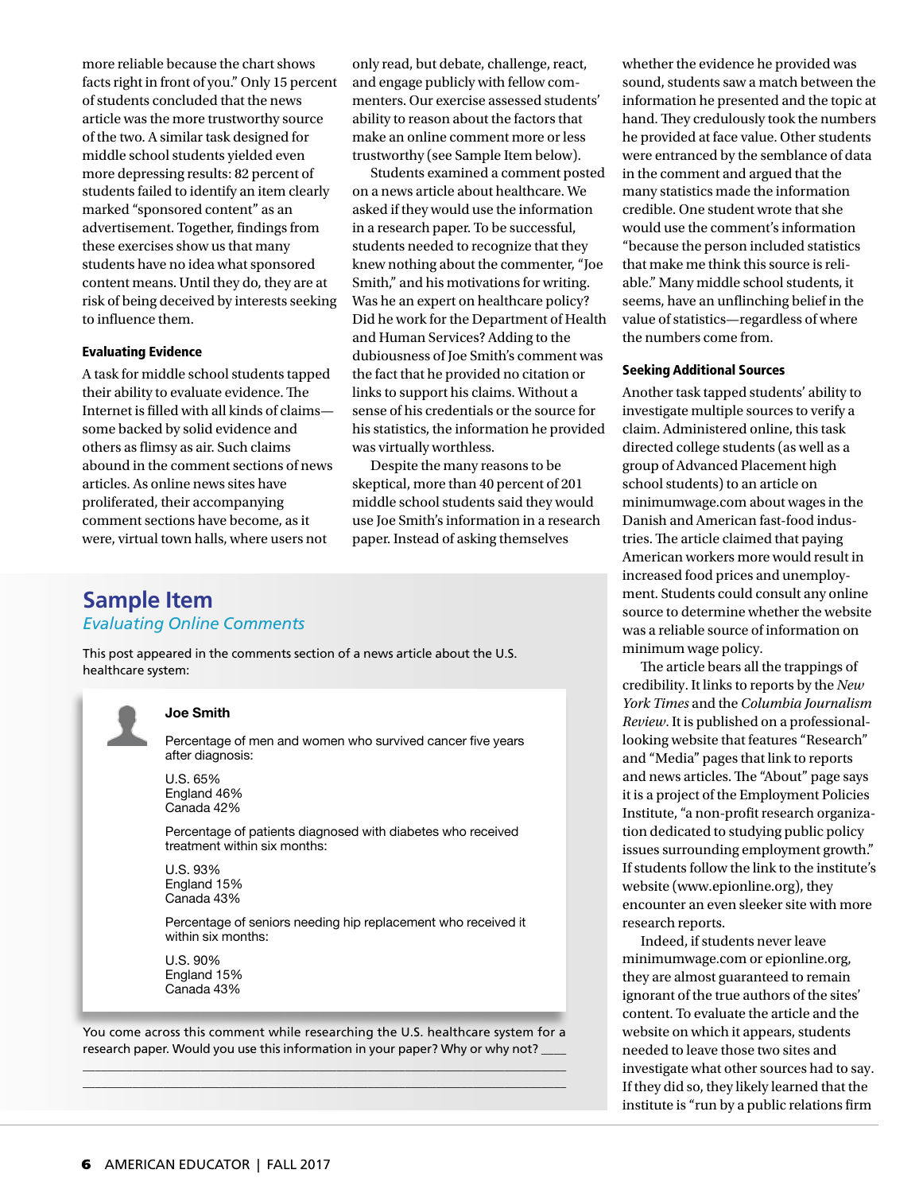more reliable because the chart shows facts right in front of you." Only 15 percent of students concluded that the news article was the more trustworthy source of the two. A similar task designed for middle school students yielded even more depressing results: 82 percent of students failed to identify an item clearly marked "sponsored content" as an advertisement. Together, findings from these exercises show us that many students have no idea what sponsored content means. Until they do, they are at risk of being deceived by interests seeking to influence them.

### Evaluating Evidence

A task for middle school students tapped their ability to evaluate evidence. The Internet is filled with all kinds of claims—some backed by solid evidence and others as flimsy as air. Such claims abound in the comment sections of news articles. As online news sites have proliferated, their accompanying comment sections have become, as it were, virtual town halls, where users not only read, but debate, challenge, react, and engage publicly with fellow commenters. Our exercise assessed students' ability to reason about the factors that make an online comment more or less trustworthy (see Sample Item below).

Students examined a comment posted on a news article about healthcare. We asked if they would use the information in a research paper. To be successful, students needed to recognize that they knew nothing about the commenter, "Joe Smith," and his motivations for writing. Was he an expert on healthcare policy? Did he work for the Department of Health and Human Services? Adding to the dubiousness of Joe Smith's comment was the fact that he provided no citation or links to support his claims. Without a sense of his credentials or the source for his statistics, the information he provided was virtually worthless.

Despite the many reasons to be skeptical, more than 40 percent of 201 middle school students said they would use Joe Smith's information in a research paper. Instead of asking themselves whether the evidence he provided was sound, students saw a match between the information he presented and the topic at hand. They credulously took the numbers he provided at face value. Other students were entranced by the semblance of data in the comment and argued that the many statistics made the information credible. One student wrote that she would use the comment's information "because the person included statistics that make me think this source is reliable." Many middle school students, it seems, have an unflinching belief in the value of statistics—regardless of where the numbers come from.

## Sample Item

*Evaluating Online Comments*

This post appeared in the comments section of a news article about the U.S. healthcare system:

**Joe Smith**

Percentage of men and women who survived cancer five years after diagnosis:

U.S. 65%
England 46%
Canada 42%

Percentage of patients diagnosed with diabetes who received treatment within six months:

U.S. 93%
England 15%
Canada 43%

Percentage of seniors needing hip replacement who received it within six months:

U.S. 90%
England 15%
Canada 43%

You come across this comment while researching the U.S. healthcare system for a research paper. Would you use this information in your paper? Why or why not? ____

________________________________________________________________

________________________________________________________________

### Seeking Additional Sources

Another task tapped students' ability to investigate multiple sources to verify a claim. Administered online, this task directed college students (as well as a group of Advanced Placement high school students) to an article on minimumwage.com about wages in the Danish and American fast-food industries. The article claimed that paying American workers more would result in increased food prices and unemployment. Students could consult any online source to determine whether the website was a reliable source of information on minimum wage policy.

The article bears all the trappings of credibility. It links to reports by the *New York Times* and the *Columbia Journalism Review*. It is published on a professional-looking website that features "Research" and "Media" pages that link to reports and news articles. The "About" page says it is a project of the Employment Policies Institute, "a non-profit research organization dedicated to studying public policy issues surrounding employment growth." If students follow the link to the institute's website (www.epionline.org), they encounter an even sleeker site with more research reports.

Indeed, if students never leave minimumwage.com or epionline.org, they are almost guaranteed to remain ignorant of the true authors of the sites' content. To evaluate the article and the website on which it appears, students needed to leave those two sites and investigate what other sources had to say. If they did so, they likely learned that the institute is "run by a public relations firm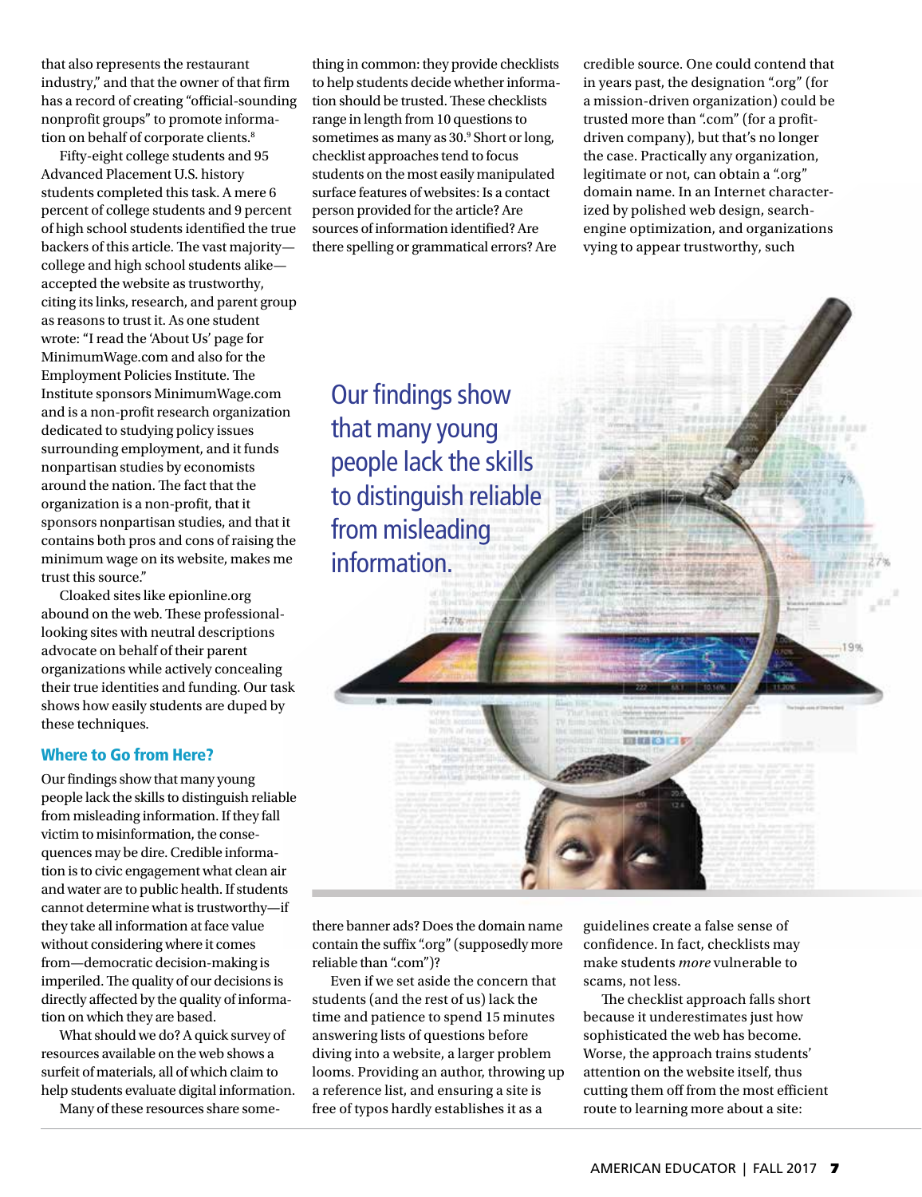that also represents the restaurant industry," and that the owner of that firm has a record of creating "official-sounding nonprofit groups" to promote information on behalf of corporate clients.[8]

Fifty-eight college students and 95 Advanced Placement U.S. history students completed this task. A mere 6 percent of college students and 9 percent of high school students identified the true backers of this article. The vast majority—college and high school students alike—accepted the website as trustworthy, citing its links, research, and parent group as reasons to trust it. As one student wrote: "I read the 'About Us' page for MinimumWage.com and also for the Employment Policies Institute. The Institute sponsors MinimumWage.com and is a non-profit research organization dedicated to studying policy issues surrounding employment, and it funds nonpartisan studies by economists around the nation. The fact that the organization is a non-profit, that it sponsors nonpartisan studies, and that it contains both pros and cons of raising the minimum wage on its website, makes me trust this source."

Cloaked sites like epionline.org abound on the web. These professional-looking sites with neutral descriptions advocate on behalf of their parent organizations while actively concealing their true identities and funding. Our task shows how easily students are duped by these techniques.

## Where to Go from Here?

Our findings show that many young people lack the skills to distinguish reliable from misleading information. If they fall victim to misinformation, the consequences may be dire. Credible information is to civic engagement what clean air and water are to public health. If students cannot determine what is trustworthy—if they take all information at face value without considering where it comes from—democratic decision-making is imperiled. The quality of our decisions is directly affected by the quality of information on which they are based.

What should we do? A quick survey of resources available on the web shows a surfeit of materials, all of which claim to help students evaluate digital information.

Many of these resources share something in common: they provide checklists to help students decide whether information should be trusted. These checklists range in length from 10 questions to sometimes as many as 30.[9] Short or long, checklist approaches tend to focus students on the most easily manipulated surface features of websites: Is a contact person provided for the article? Are sources of information identified? Are there spelling or grammatical errors? Are there banner ads? Does the domain name contain the suffix ".org" (supposedly more reliable than ".com")?

Even if we set aside the concern that students (and the rest of us) lack the time and patience to spend 15 minutes answering lists of questions before diving into a website, a larger problem looms. Providing an author, throwing up a reference list, and ensuring a site is free of typos hardly establishes it as a credible source. One could contend that in years past, the designation ".org" (for a mission-driven organization) could be trusted more than ".com" (for a profit-driven company), but that's no longer the case. Practically any organization, legitimate or not, can obtain a ".org" domain name. In an Internet characterized by polished web design, search-engine optimization, and organizations vying to appear trustworthy, such guidelines create a false sense of confidence. In fact, checklists may make students *more* vulnerable to scams, not less.

The checklist approach falls short because it underestimates just how sophisticated the web has become. Worse, the approach trains students' attention on the website itself, thus cutting them off from the most efficient route to learning more about a site:

Our findings show that many young people lack the skills to distinguish reliable from misleading information.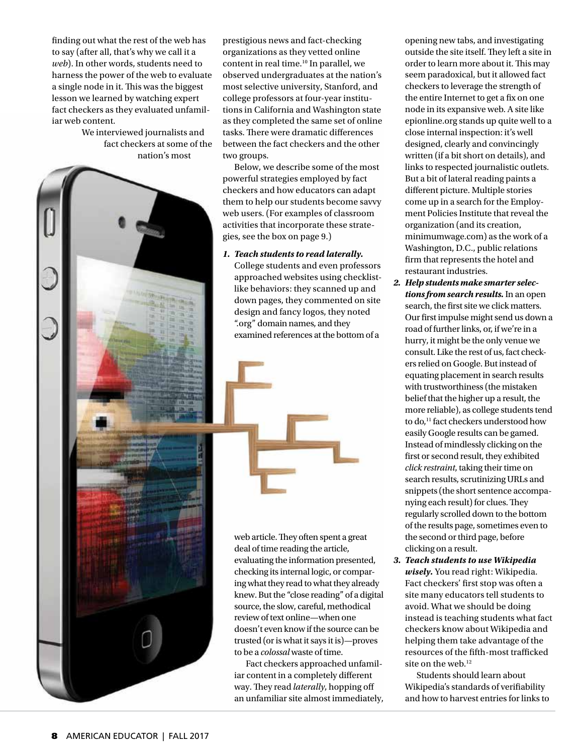finding out what the rest of the web has to say (after all, that's why we call it a *web*). In other words, students need to harness the power of the web to evaluate a single node in it. This was the biggest lesson we learned by watching expert fact checkers as they evaluated unfamiliar web content.

We interviewed journalists and fact checkers at some of the nation's most prestigious news and fact-checking organizations as they vetted online content in real time.[10] In parallel, we observed undergraduates at the nation's most selective university, Stanford, and college professors at four-year institutions in California and Washington state as they completed the same set of online tasks. There were dramatic differences between the fact checkers and the other two groups.

Below, we describe some of the most powerful strategies employed by fact checkers and how educators can adapt them to help our students become savvy web users. (For examples of classroom activities that incorporate these strategies, see the box on page 9.)

1. ***Teach students to read laterally.*** College students and even professors approached websites using checklist-like behaviors: they scanned up and down pages, they commented on site design and fancy logos, they noted ".org" domain names, and they examined references at the bottom of a web article. They often spent a great deal of time reading the article, evaluating the information presented, checking its internal logic, or comparing what they read to what they already knew. But the "close reading" of a digital source, the slow, careful, methodical review of text online—when one doesn't even know if the source can be trusted (or is what it says it is)—proves to be a *colossal* waste of time.

   Fact checkers approached unfamiliar content in a completely different way. They read *laterally*, hopping off an unfamiliar site almost immediately, opening new tabs, and investigating outside the site itself. They left a site in order to learn more about it. This may seem paradoxical, but it allowed fact checkers to leverage the strength of the entire Internet to get a fix on one node in its expansive web. A site like epionline.org stands up quite well to a close internal inspection: it's well designed, clearly and convincingly written (if a bit short on details), and links to respected journalistic outlets. But a bit of lateral reading paints a different picture. Multiple stories come up in a search for the Employment Policies Institute that reveal the organization (and its creation, minimumwage.com) as the work of a Washington, D.C., public relations firm that represents the hotel and restaurant industries.

2. ***Help students make smarter selections from search results.*** In an open search, the first site we click matters. Our first impulse might send us down a road of further links, or, if we're in a hurry, it might be the only venue we consult. Like the rest of us, fact checkers relied on Google. But instead of equating placement in search results with trustworthiness (the mistaken belief that the higher up a result, the more reliable), as college students tend to do,[11] fact checkers understood how easily Google results can be gamed. Instead of mindlessly clicking on the first or second result, they exhibited *click restraint*, taking their time on search results, scrutinizing URLs and snippets (the short sentence accompanying each result) for clues. They regularly scrolled down to the bottom of the results page, sometimes even to the second or third page, before clicking on a result.

3. ***Teach students to use Wikipedia wisely.*** You read right: Wikipedia. Fact checkers' first stop was often a site many educators tell students to avoid. What we should be doing instead is teaching students what fact checkers know about Wikipedia and helping them take advantage of the resources of the fifth-most trafficked site on the web.[12]

   Students should learn about Wikipedia's standards of verifiability and how to harvest entries for links to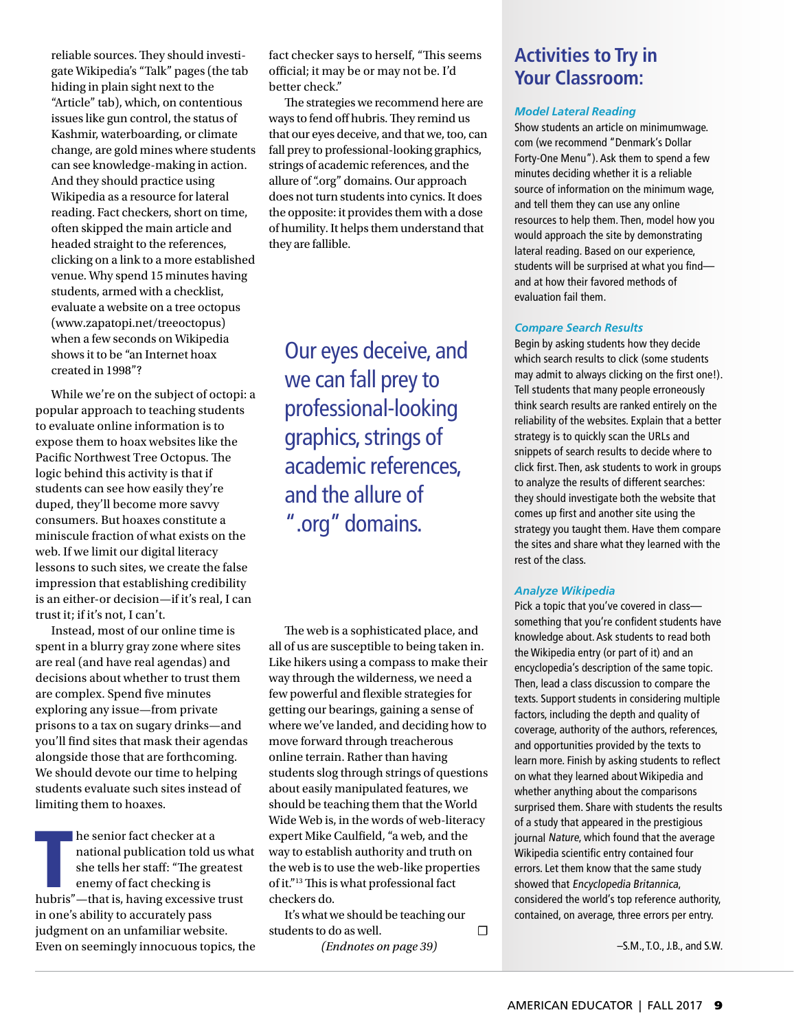reliable sources. They should investigate Wikipedia's "Talk" pages (the tab hiding in plain sight next to the "Article" tab), which, on contentious issues like gun control, the status of Kashmir, waterboarding, or climate change, are gold mines where students can see knowledge-making in action. And they should practice using Wikipedia as a resource for lateral reading. Fact checkers, short on time, often skipped the main article and headed straight to the references, clicking on a link to a more established venue. Why spend 15 minutes having students, armed with a checklist, evaluate a website on a tree octopus (www.zapatopi.net/treeoctopus) when a few seconds on Wikipedia shows it to be "an Internet hoax created in 1998"?

While we're on the subject of octopi: a popular approach to teaching students to evaluate online information is to expose them to hoax websites like the Pacific Northwest Tree Octopus. The logic behind this activity is that if students can see how easily they're duped, they'll become more savvy consumers. But hoaxes constitute a miniscule fraction of what exists on the web. If we limit our digital literacy lessons to such sites, we create the false impression that establishing credibility is an either-or decision—if it's real, I can trust it; if it's not, I can't.

Instead, most of our online time is spent in a blurry gray zone where sites are real (and have real agendas) and decisions about whether to trust them are complex. Spend five minutes exploring any issue—from private prisons to a tax on sugary drinks—and you'll find sites that mask their agendas alongside those that are forthcoming. We should devote our time to helping students evaluate such sites instead of limiting them to hoaxes.

The senior fact checker at a national publication told us what she tells her staff: "The greatest enemy of fact checking is hubris"—that is, having excessive trust in one's ability to accurately pass judgment on an unfamiliar website. Even on seemingly innocuous topics, the fact checker says to herself, "This seems official; it may be or may not be. I'd better check."

The strategies we recommend here are ways to fend off hubris. They remind us that our eyes deceive, and that we, too, can fall prey to professional-looking graphics, strings of academic references, and the allure of ".org" domains. Our approach does not turn students into cynics. It does the opposite: it provides them with a dose of humility. It helps them understand that they are fallible.

> Our eyes deceive, and we can fall prey to professional-looking graphics, strings of academic references, and the allure of ".org" domains.

The web is a sophisticated place, and all of us are susceptible to being taken in. Like hikers using a compass to make their way through the wilderness, we need a few powerful and flexible strategies for getting our bearings, gaining a sense of where we've landed, and deciding how to move forward through treacherous online terrain. Rather than having students slog through strings of questions about easily manipulated features, we should be teaching them that the World Wide Web is, in the words of web-literacy expert Mike Caulfield, "a web, and the way to establish authority and truth on the web is to use the web-like properties of it."[13] This is what professional fact checkers do.

It's what we should be teaching our students to do as well. ☐

*(Endnotes on page 39)*

## Activities to Try in Your Classroom:

### *Model Lateral Reading*

Show students an article on minimumwage.com (we recommend "Denmark's Dollar Forty-One Menu"). Ask them to spend a few minutes deciding whether it is a reliable source of information on the minimum wage, and tell them they can use any online resources to help them. Then, model how you would approach the site by demonstrating lateral reading. Based on our experience, students will be surprised at what you find—and at how their favored methods of evaluation fail them.

### *Compare Search Results*

Begin by asking students how they decide which search results to click (some students may admit to always clicking on the first one!). Tell students that many people erroneously think search results are ranked entirely on the reliability of the websites. Explain that a better strategy is to quickly scan the URLs and snippets of search results to decide where to click first. Then, ask students to work in groups to analyze the results of different searches: they should investigate both the website that comes up first and another site using the strategy you taught them. Have them compare the sites and share what they learned with the rest of the class.

### *Analyze Wikipedia*

Pick a topic that you've covered in class—something that you're confident students have knowledge about. Ask students to read both the Wikipedia entry (or part of it) and an encyclopedia's description of the same topic. Then, lead a class discussion to compare the texts. Support students in considering multiple factors, including the depth and quality of coverage, authority of the authors, references, and opportunities provided by the texts to learn more. Finish by asking students to reflect on what they learned about Wikipedia and whether anything about the comparisons surprised them. Share with students the results of a study that appeared in the prestigious journal *Nature*, which found that the average Wikipedia scientific entry contained four errors. Let them know that the same study showed that *Encyclopedia Britannica*, considered the world's top reference authority, contained, on average, three errors per entry.

–S.M., T.O., J.B., and S.W.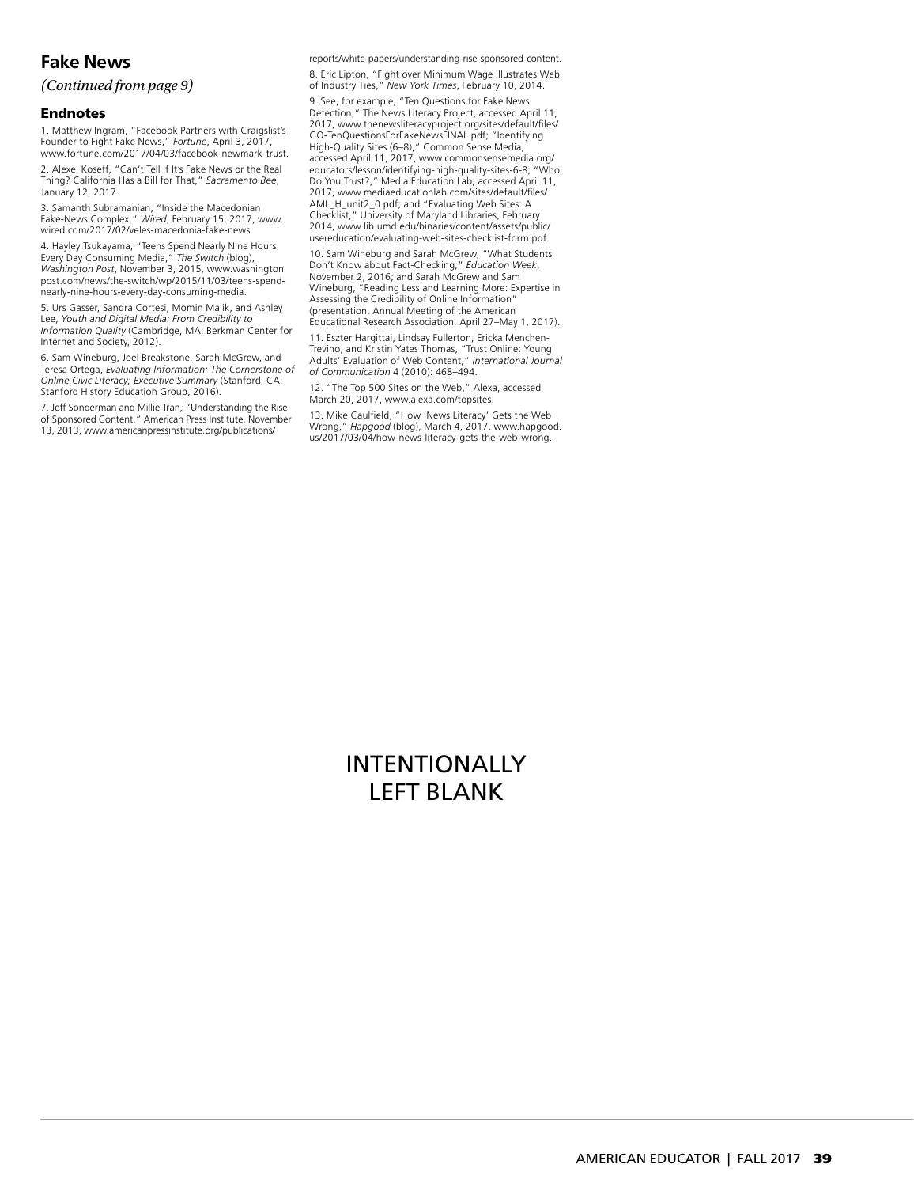## Fake News

*(Continued from page 9)*

### Endnotes

1. Matthew Ingram, "Facebook Partners with Craigslist's Founder to Fight Fake News," *Fortune*, April 3, 2017, www.fortune.com/2017/04/03/facebook-newmark-trust.

2. Alexei Koseff, "Can't Tell If It's Fake News or the Real Thing? California Has a Bill for That," *Sacramento Bee*, January 12, 2017.

3. Samanth Subramanian, "Inside the Macedonian Fake-News Complex," *Wired*, February 15, 2017, www.wired.com/2017/02/veles-macedonia-fake-news.

4. Hayley Tsukayama, "Teens Spend Nearly Nine Hours Every Day Consuming Media," *The Switch* (blog), *Washington Post*, November 3, 2015, www.washingtonpost.com/news/the-switch/wp/2015/11/03/teens-spend-nearly-nine-hours-every-day-consuming-media.

5. Urs Gasser, Sandra Cortesi, Momin Malik, and Ashley Lee, *Youth and Digital Media: From Credibility to Information Quality* (Cambridge, MA: Berkman Center for Internet and Society, 2012).

6. Sam Wineburg, Joel Breakstone, Sarah McGrew, and Teresa Ortega, *Evaluating Information: The Cornerstone of Online Civic Literacy; Executive Summary* (Stanford, CA: Stanford History Education Group, 2016).

7. Jeff Sonderman and Millie Tran, "Understanding the Rise of Sponsored Content," American Press Institute, November 13, 2013, www.americanpressinstitute.org/publications/reports/white-papers/understanding-rise-sponsored-content.

8. Eric Lipton, "Fight over Minimum Wage Illustrates Web of Industry Ties," *New York Times*, February 10, 2014.

9. See, for example, "Ten Questions for Fake News Detection," The News Literacy Project, accessed April 11, 2017, www.thenewsliteracyproject.org/sites/default/files/GO-TenQuestionsForFakeNewsFINAL.pdf; "Identifying High-Quality Sites (6–8)," Common Sense Media, accessed April 11, 2017, www.commonsensemedia.org/educators/lesson/identifying-high-quality-sites-6-8; "Who Do You Trust?," Media Education Lab, accessed April 11, 2017, www.mediaeducationlab.com/sites/default/files/AML_H_unit2_0.pdf; and "Evaluating Web Sites: A Checklist," University of Maryland Libraries, February 2014, www.lib.umd.edu/binaries/content/assets/public/usereducation/evaluating-web-sites-checklist-form.pdf.

10. Sam Wineburg and Sarah McGrew, "What Students Don't Know about Fact-Checking," *Education Week*, November 2, 2016; and Sarah McGrew and Sam Wineburg, "Reading Less and Learning More: Expertise in Assessing the Credibility of Online Information" (presentation, Annual Meeting of the American Educational Research Association, April 27–May 1, 2017).

11. Eszter Hargittai, Lindsay Fullerton, Ericka Menchen-Trevino, and Kristin Yates Thomas, "Trust Online: Young Adults' Evaluation of Web Content," *International Journal of Communication* 4 (2010): 468–494.

12. "The Top 500 Sites on the Web," Alexa, accessed March 20, 2017, www.alexa.com/topsites.

13. Mike Caulfield, "How 'News Literacy' Gets the Web Wrong," *Hapgood* (blog), March 4, 2017, www.hapgood.us/2017/03/04/how-news-literacy-gets-the-web-wrong.

INTENTIONALLY LEFT BLANK